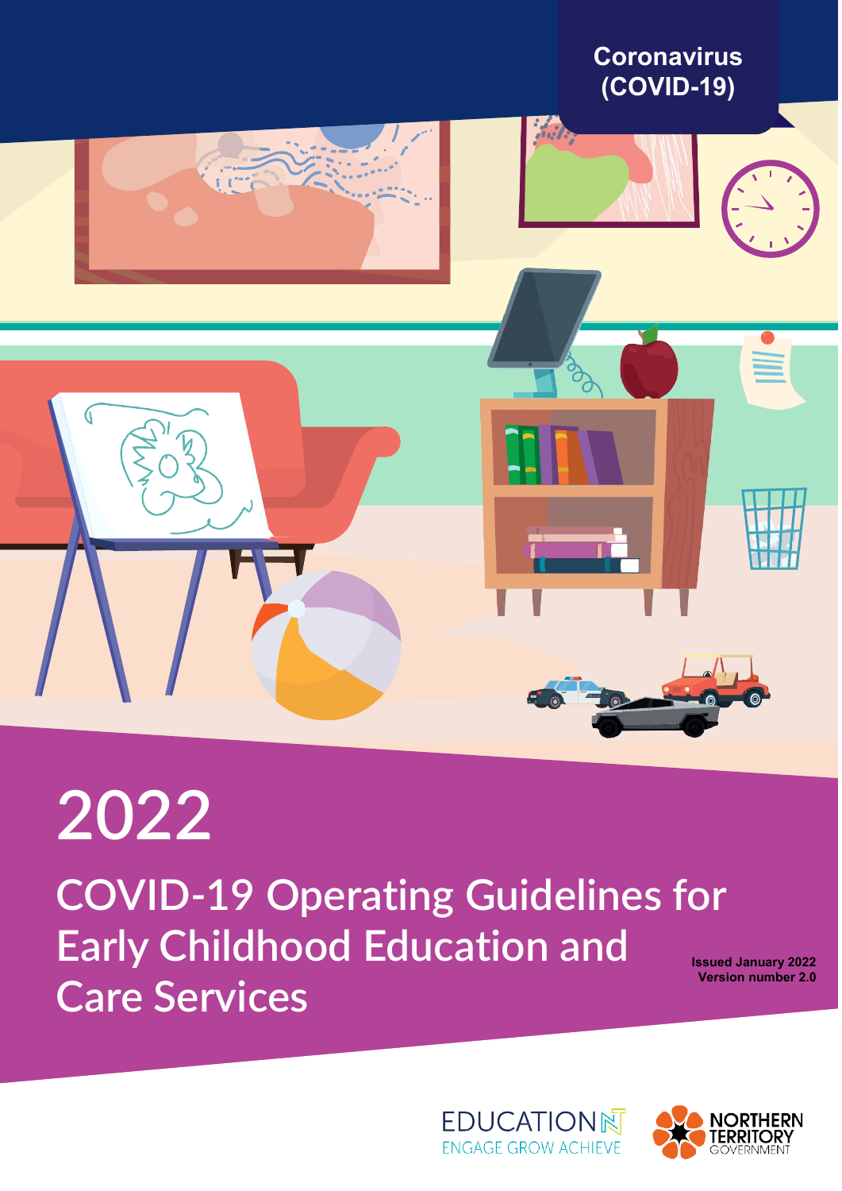Coronavirus (COVID-19)

# 2022

## COVID-19 Operating Guidelines for Early Childhood Education and Care Services

**Issued January 2022**
**Version number 2.0**

EDUCATION NT
ENGAGE GROW ACHIEVE

NORTHERN TERRITORY GOVERNMENT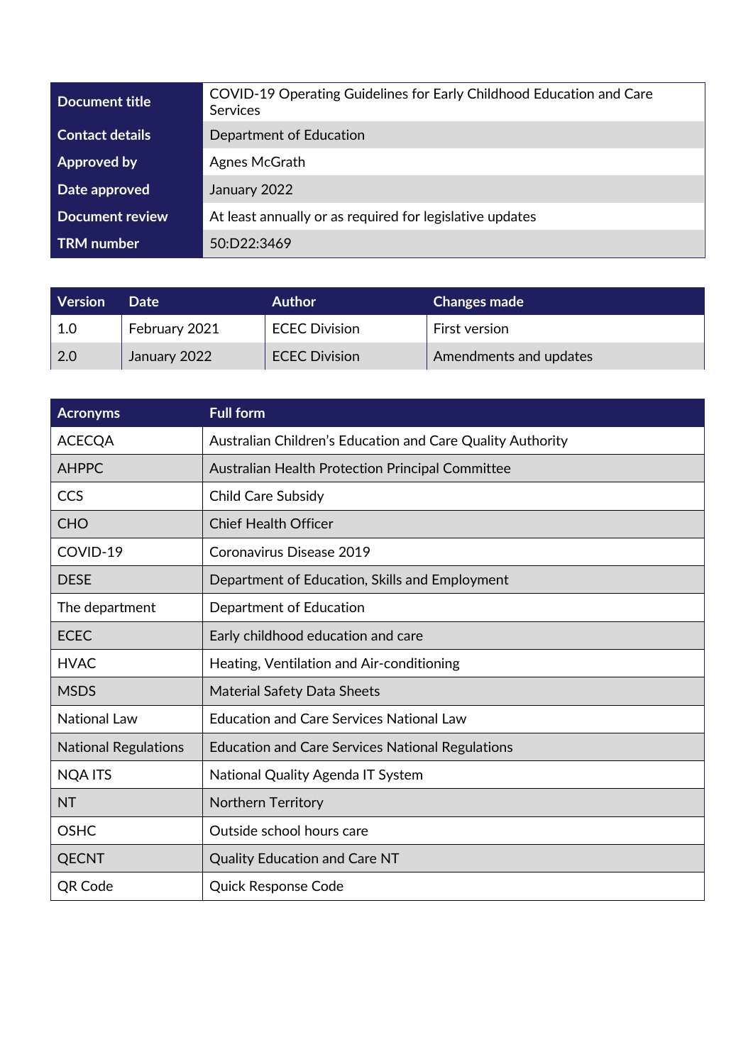| Document title | COVID-19 Operating Guidelines for Early Childhood Education and Care Services |
|---|---|
| Contact details | Department of Education |
| Approved by | Agnes McGrath |
| Date approved | January 2022 |
| Document review | At least annually or as required for legislative updates |
| TRM number | 50:D22:3469 |

| Version | Date | Author | Changes made |
|---|---|---|---|
| 1.0 | February 2021 | ECEC Division | First version |
| 2.0 | January 2022 | ECEC Division | Amendments and updates |

| Acronyms | Full form |
|---|---|
| ACECQA | Australian Children's Education and Care Quality Authority |
| AHPPC | Australian Health Protection Principal Committee |
| CCS | Child Care Subsidy |
| CHO | Chief Health Officer |
| COVID-19 | Coronavirus Disease 2019 |
| DESE | Department of Education, Skills and Employment |
| The department | Department of Education |
| ECEC | Early childhood education and care |
| HVAC | Heating, Ventilation and Air-conditioning |
| MSDS | Material Safety Data Sheets |
| National Law | Education and Care Services National Law |
| National Regulations | Education and Care Services National Regulations |
| NQA ITS | National Quality Agenda IT System |
| NT | Northern Territory |
| OSHC | Outside school hours care |
| QECNT | Quality Education and Care NT |
| QR Code | Quick Response Code |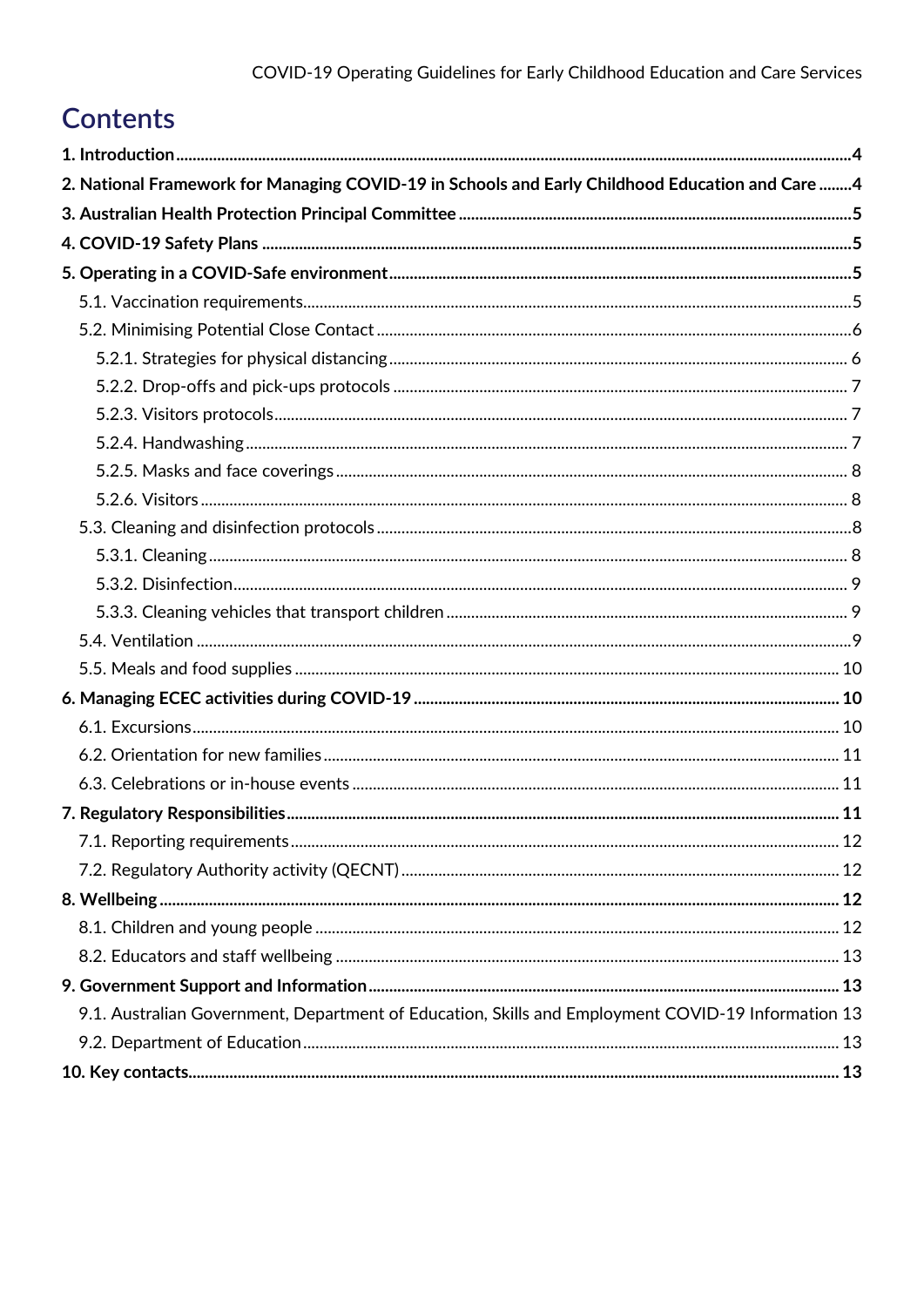# Contents

**1. Introduction** ..... **4**

**2. National Framework for Managing COVID-19 in Schools and Early Childhood Education and Care** ..... **4**

**3. Australian Health Protection Principal Committee** ..... **5**

**4. COVID-19 Safety Plans** ..... **5**

**5. Operating in a COVID-Safe environment** ..... **5**

- 5.1. Vaccination requirements ..... 5
- 5.2. Minimising Potential Close Contact ..... 6
  - 5.2.1. Strategies for physical distancing ..... 6
  - 5.2.2. Drop-offs and pick-ups protocols ..... 7
  - 5.2.3. Visitors protocols ..... 7
  - 5.2.4. Handwashing ..... 7
  - 5.2.5. Masks and face coverings ..... 8
  - 5.2.6. Visitors ..... 8
- 5.3. Cleaning and disinfection protocols ..... 8
  - 5.3.1. Cleaning ..... 8
  - 5.3.2. Disinfection ..... 9
  - 5.3.3. Cleaning vehicles that transport children ..... 9
- 5.4. Ventilation ..... 9
- 5.5. Meals and food supplies ..... 10

**6. Managing ECEC activities during COVID-19** ..... **10**

- 6.1. Excursions ..... 10
- 6.2. Orientation for new families ..... 11
- 6.3. Celebrations or in-house events ..... 11

**7. Regulatory Responsibilities** ..... **11**

- 7.1. Reporting requirements ..... 12
- 7.2. Regulatory Authority activity (QECNT) ..... 12

**8. Wellbeing** ..... **12**

- 8.1. Children and young people ..... 12
- 8.2. Educators and staff wellbeing ..... 13

**9. Government Support and Information** ..... **13**

- 9.1. Australian Government, Department of Education, Skills and Employment COVID-19 Information ..... 13
- 9.2. Department of Education ..... 13

**10. Key contacts** ..... **13**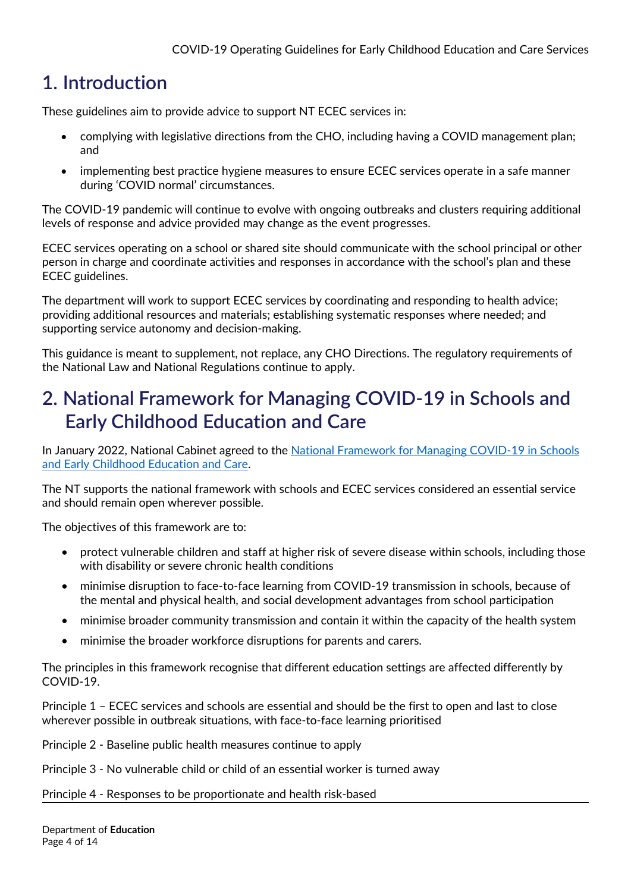# 1. Introduction

These guidelines aim to provide advice to support NT ECEC services in:

- complying with legislative directions from the CHO, including having a COVID management plan; and
- implementing best practice hygiene measures to ensure ECEC services operate in a safe manner during 'COVID normal' circumstances.

The COVID-19 pandemic will continue to evolve with ongoing outbreaks and clusters requiring additional levels of response and advice provided may change as the event progresses.

ECEC services operating on a school or shared site should communicate with the school principal or other person in charge and coordinate activities and responses in accordance with the school's plan and these ECEC guidelines.

The department will work to support ECEC services by coordinating and responding to health advice; providing additional resources and materials; establishing systematic responses where needed; and supporting service autonomy and decision-making.

This guidance is meant to supplement, not replace, any CHO Directions. The regulatory requirements of the National Law and National Regulations continue to apply.

# 2. National Framework for Managing COVID-19 in Schools and Early Childhood Education and Care

In January 2022, National Cabinet agreed to the [National Framework for Managing COVID-19 in Schools and Early Childhood Education and Care](#).

The NT supports the national framework with schools and ECEC services considered an essential service and should remain open wherever possible.

The objectives of this framework are to:

- protect vulnerable children and staff at higher risk of severe disease within schools, including those with disability or severe chronic health conditions
- minimise disruption to face-to-face learning from COVID-19 transmission in schools, because of the mental and physical health, and social development advantages from school participation
- minimise broader community transmission and contain it within the capacity of the health system
- minimise the broader workforce disruptions for parents and carers.

The principles in this framework recognise that different education settings are affected differently by COVID-19.

Principle 1 – ECEC services and schools are essential and should be the first to open and last to close wherever possible in outbreak situations, with face-to-face learning prioritised

Principle 2 - Baseline public health measures continue to apply

Principle 3 - No vulnerable child or child of an essential worker is turned away

Principle 4 - Responses to be proportionate and health risk-based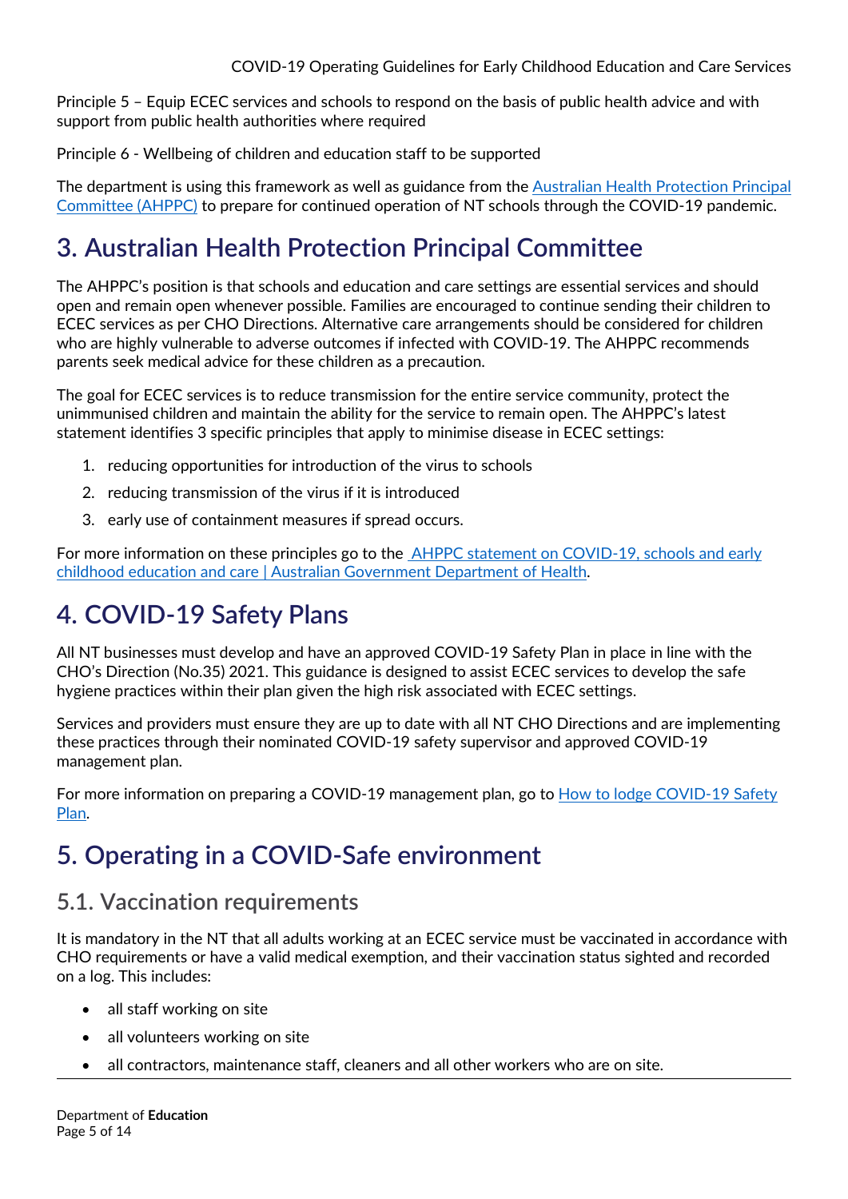Principle 5 – Equip ECEC services and schools to respond on the basis of public health advice and with support from public health authorities where required

Principle 6 - Wellbeing of children and education staff to be supported

The department is using this framework as well as guidance from the [Australian Health Protection Principal Committee (AHPPC)]() to prepare for continued operation of NT schools through the COVID-19 pandemic.

# 3. Australian Health Protection Principal Committee

The AHPPC's position is that schools and education and care settings are essential services and should open and remain open whenever possible. Families are encouraged to continue sending their children to ECEC services as per CHO Directions. Alternative care arrangements should be considered for children who are highly vulnerable to adverse outcomes if infected with COVID-19. The AHPPC recommends parents seek medical advice for these children as a precaution.

The goal for ECEC services is to reduce transmission for the entire service community, protect the unimmunised children and maintain the ability for the service to remain open. The AHPPC's latest statement identifies 3 specific principles that apply to minimise disease in ECEC settings:

1. reducing opportunities for introduction of the virus to schools
2. reducing transmission of the virus if it is introduced
3. early use of containment measures if spread occurs.

For more information on these principles go to the [AHPPC statement on COVID-19, schools and early childhood education and care | Australian Government Department of Health]().

# 4. COVID-19 Safety Plans

All NT businesses must develop and have an approved COVID-19 Safety Plan in place in line with the CHO's Direction (No.35) 2021. This guidance is designed to assist ECEC services to develop the safe hygiene practices within their plan given the high risk associated with ECEC settings.

Services and providers must ensure they are up to date with all NT CHO Directions and are implementing these practices through their nominated COVID-19 safety supervisor and approved COVID-19 management plan.

For more information on preparing a COVID-19 management plan, go to [How to lodge COVID-19 Safety Plan]().

# 5. Operating in a COVID-Safe environment

## 5.1. Vaccination requirements

It is mandatory in the NT that all adults working at an ECEC service must be vaccinated in accordance with CHO requirements or have a valid medical exemption, and their vaccination status sighted and recorded on a log. This includes:

- all staff working on site
- all volunteers working on site
- all contractors, maintenance staff, cleaners and all other workers who are on site.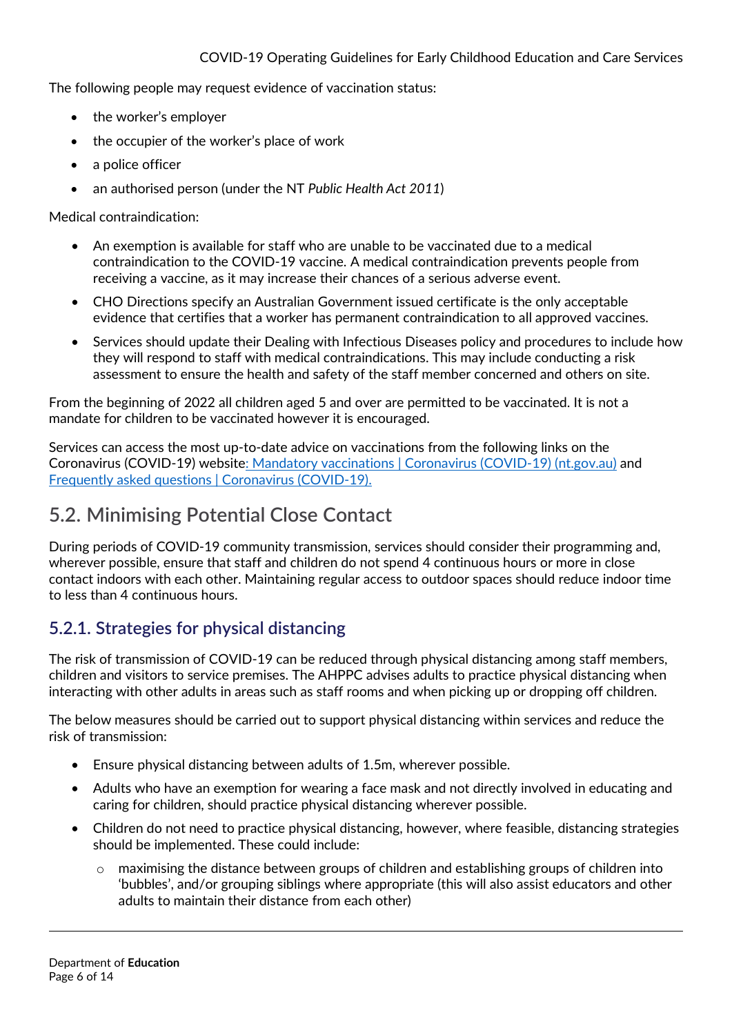The following people may request evidence of vaccination status:

- the worker's employer
- the occupier of the worker's place of work
- a police officer
- an authorised person (under the NT *Public Health Act 2011*)

Medical contraindication:

- An exemption is available for staff who are unable to be vaccinated due to a medical contraindication to the COVID-19 vaccine. A medical contraindication prevents people from receiving a vaccine, as it may increase their chances of a serious adverse event.
- CHO Directions specify an Australian Government issued certificate is the only acceptable evidence that certifies that a worker has permanent contraindication to all approved vaccines.
- Services should update their Dealing with Infectious Diseases policy and procedures to include how they will respond to staff with medical contraindications. This may include conducting a risk assessment to ensure the health and safety of the staff member concerned and others on site.

From the beginning of 2022 all children aged 5 and over are permitted to be vaccinated. It is not a mandate for children to be vaccinated however it is encouraged.

Services can access the most up-to-date advice on vaccinations from the following links on the Coronavirus (COVID-19) website: Mandatory vaccinations | Coronavirus (COVID-19) (nt.gov.au) and Frequently asked questions | Coronavirus (COVID-19).

## 5.2. Minimising Potential Close Contact

During periods of COVID-19 community transmission, services should consider their programming and, wherever possible, ensure that staff and children do not spend 4 continuous hours or more in close contact indoors with each other. Maintaining regular access to outdoor spaces should reduce indoor time to less than 4 continuous hours.

### 5.2.1. Strategies for physical distancing

The risk of transmission of COVID-19 can be reduced through physical distancing among staff members, children and visitors to service premises. The AHPPC advises adults to practice physical distancing when interacting with other adults in areas such as staff rooms and when picking up or dropping off children.

The below measures should be carried out to support physical distancing within services and reduce the risk of transmission:

- Ensure physical distancing between adults of 1.5m, wherever possible.
- Adults who have an exemption for wearing a face mask and not directly involved in educating and caring for children, should practice physical distancing wherever possible.
- Children do not need to practice physical distancing, however, where feasible, distancing strategies should be implemented. These could include:
  - maximising the distance between groups of children and establishing groups of children into 'bubbles', and/or grouping siblings where appropriate (this will also assist educators and other adults to maintain their distance from each other)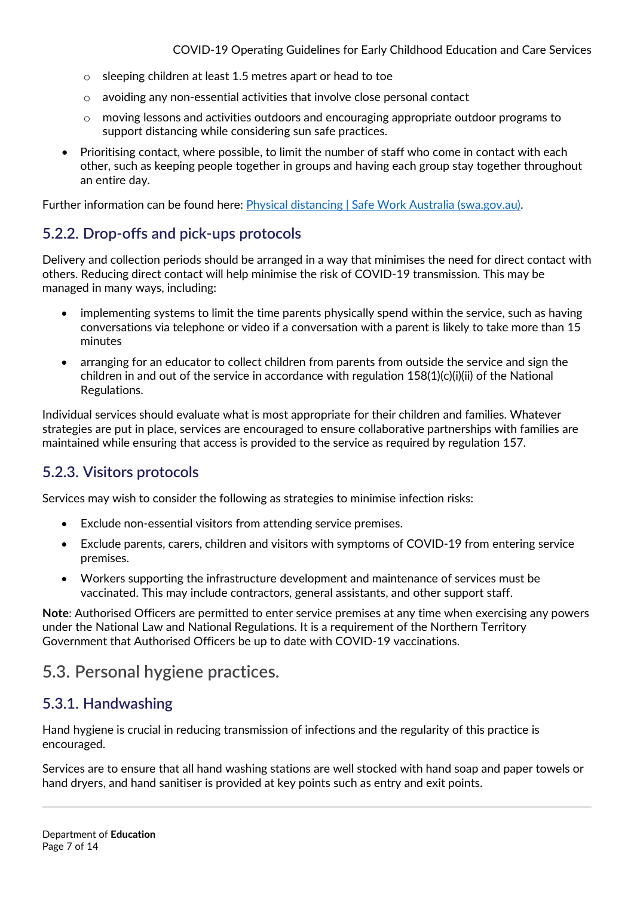- sleeping children at least 1.5 metres apart or head to toe
  - avoiding any non-essential activities that involve close personal contact
  - moving lessons and activities outdoors and encouraging appropriate outdoor programs to support distancing while considering sun safe practices.
- Prioritising contact, where possible, to limit the number of staff who come in contact with each other, such as keeping people together in groups and having each group stay together throughout an entire day.

Further information can be found here: [Physical distancing | Safe Work Australia (swa.gov.au)](https://www.swa.gov.au).

### 5.2.2. Drop-offs and pick-ups protocols

Delivery and collection periods should be arranged in a way that minimises the need for direct contact with others. Reducing direct contact will help minimise the risk of COVID-19 transmission. This may be managed in many ways, including:

- implementing systems to limit the time parents physically spend within the service, such as having conversations via telephone or video if a conversation with a parent is likely to take more than 15 minutes
- arranging for an educator to collect children from parents from outside the service and sign the children in and out of the service in accordance with regulation 158(1)(c)(i)(ii) of the National Regulations.

Individual services should evaluate what is most appropriate for their children and families. Whatever strategies are put in place, services are encouraged to ensure collaborative partnerships with families are maintained while ensuring that access is provided to the service as required by regulation 157.

### 5.2.3. Visitors protocols

Services may wish to consider the following as strategies to minimise infection risks:

- Exclude non-essential visitors from attending service premises.
- Exclude parents, carers, children and visitors with symptoms of COVID-19 from entering service premises.
- Workers supporting the infrastructure development and maintenance of services must be vaccinated. This may include contractors, general assistants, and other support staff.

**Note**: Authorised Officers are permitted to enter service premises at any time when exercising any powers under the National Law and National Regulations. It is a requirement of the Northern Territory Government that Authorised Officers be up to date with COVID-19 vaccinations.

## 5.3. Personal hygiene practices.

### 5.3.1. Handwashing

Hand hygiene is crucial in reducing transmission of infections and the regularity of this practice is encouraged.

Services are to ensure that all hand washing stations are well stocked with hand soap and paper towels or hand dryers, and hand sanitiser is provided at key points such as entry and exit points.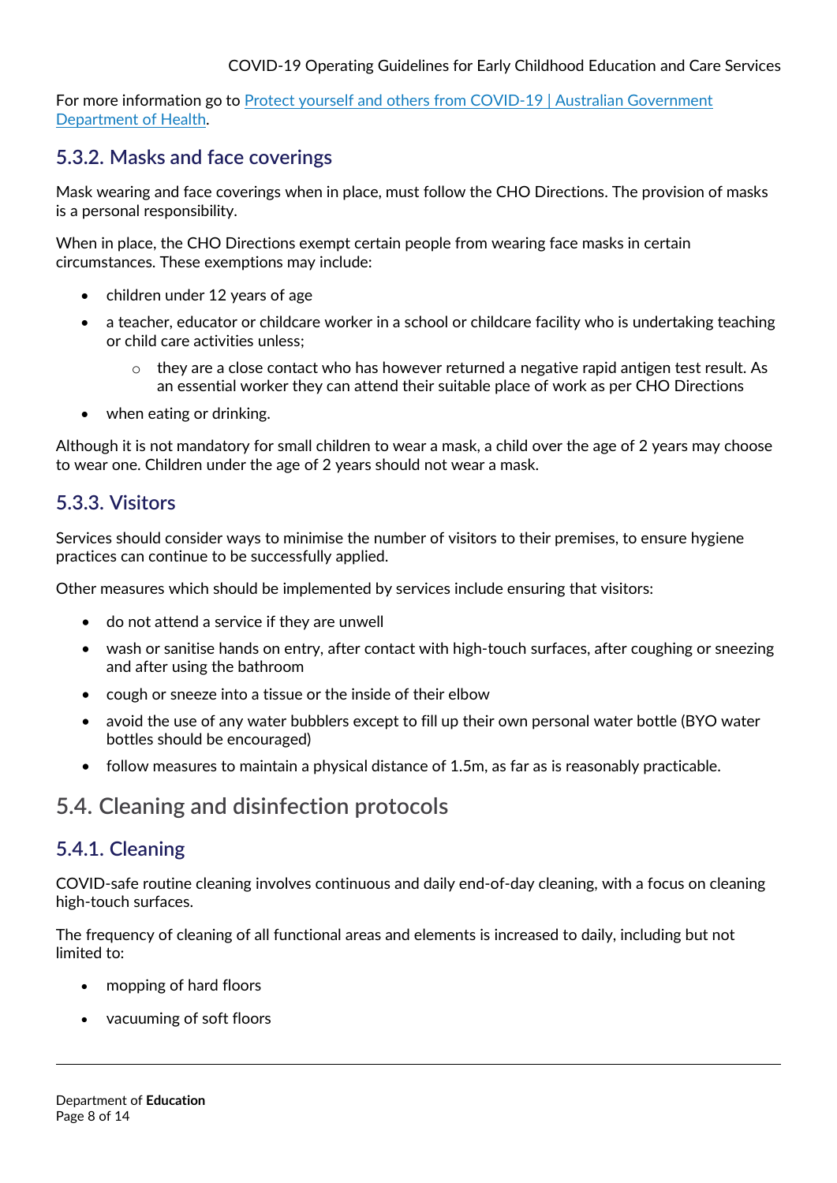For more information go to [Protect yourself and others from COVID-19 | Australian Government Department of Health](#).

### 5.3.2. Masks and face coverings

Mask wearing and face coverings when in place, must follow the CHO Directions. The provision of masks is a personal responsibility.

When in place, the CHO Directions exempt certain people from wearing face masks in certain circumstances. These exemptions may include:

- children under 12 years of age
- a teacher, educator or childcare worker in a school or childcare facility who is undertaking teaching or child care activities unless;
    - they are a close contact who has however returned a negative rapid antigen test result. As an essential worker they can attend their suitable place of work as per CHO Directions
- when eating or drinking.

Although it is not mandatory for small children to wear a mask, a child over the age of 2 years may choose to wear one. Children under the age of 2 years should not wear a mask.

### 5.3.3. Visitors

Services should consider ways to minimise the number of visitors to their premises, to ensure hygiene practices can continue to be successfully applied.

Other measures which should be implemented by services include ensuring that visitors:

- do not attend a service if they are unwell
- wash or sanitise hands on entry, after contact with high-touch surfaces, after coughing or sneezing and after using the bathroom
- cough or sneeze into a tissue or the inside of their elbow
- avoid the use of any water bubblers except to fill up their own personal water bottle (BYO water bottles should be encouraged)
- follow measures to maintain a physical distance of 1.5m, as far as is reasonably practicable.

## 5.4. Cleaning and disinfection protocols

### 5.4.1. Cleaning

COVID-safe routine cleaning involves continuous and daily end-of-day cleaning, with a focus on cleaning high-touch surfaces.

The frequency of cleaning of all functional areas and elements is increased to daily, including but not limited to:

- mopping of hard floors
- vacuuming of soft floors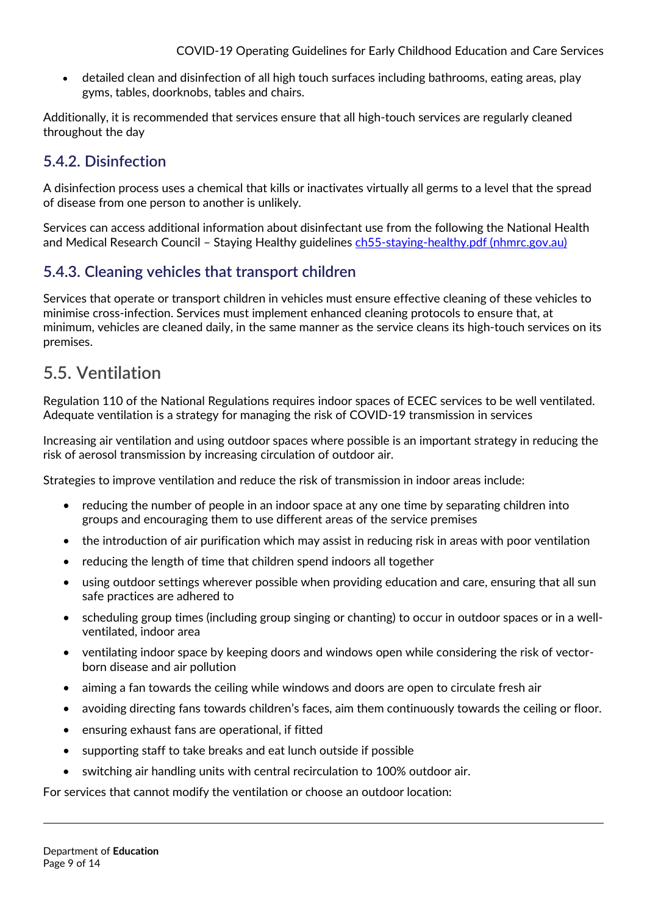- detailed clean and disinfection of all high touch surfaces including bathrooms, eating areas, play gyms, tables, doorknobs, tables and chairs.

Additionally, it is recommended that services ensure that all high-touch services are regularly cleaned throughout the day

### 5.4.2. Disinfection

A disinfection process uses a chemical that kills or inactivates virtually all germs to a level that the spread of disease from one person to another is unlikely.

Services can access additional information about disinfectant use from the following the National Health and Medical Research Council – Staying Healthy guidelines [ch55-staying-healthy.pdf (nhmrc.gov.au)](ch55-staying-healthy.pdf (nhmrc.gov.au))

### 5.4.3. Cleaning vehicles that transport children

Services that operate or transport children in vehicles must ensure effective cleaning of these vehicles to minimise cross-infection. Services must implement enhanced cleaning protocols to ensure that, at minimum, vehicles are cleaned daily, in the same manner as the service cleans its high-touch services on its premises.

## 5.5. Ventilation

Regulation 110 of the National Regulations requires indoor spaces of ECEC services to be well ventilated. Adequate ventilation is a strategy for managing the risk of COVID-19 transmission in services

Increasing air ventilation and using outdoor spaces where possible is an important strategy in reducing the risk of aerosol transmission by increasing circulation of outdoor air.

Strategies to improve ventilation and reduce the risk of transmission in indoor areas include:

- reducing the number of people in an indoor space at any one time by separating children into groups and encouraging them to use different areas of the service premises
- the introduction of air purification which may assist in reducing risk in areas with poor ventilation
- reducing the length of time that children spend indoors all together
- using outdoor settings wherever possible when providing education and care, ensuring that all sun safe practices are adhered to
- scheduling group times (including group singing or chanting) to occur in outdoor spaces or in a well-ventilated, indoor area
- ventilating indoor space by keeping doors and windows open while considering the risk of vector-born disease and air pollution
- aiming a fan towards the ceiling while windows and doors are open to circulate fresh air
- avoiding directing fans towards children's faces, aim them continuously towards the ceiling or floor.
- ensuring exhaust fans are operational, if fitted
- supporting staff to take breaks and eat lunch outside if possible
- switching air handling units with central recirculation to 100% outdoor air.

For services that cannot modify the ventilation or choose an outdoor location: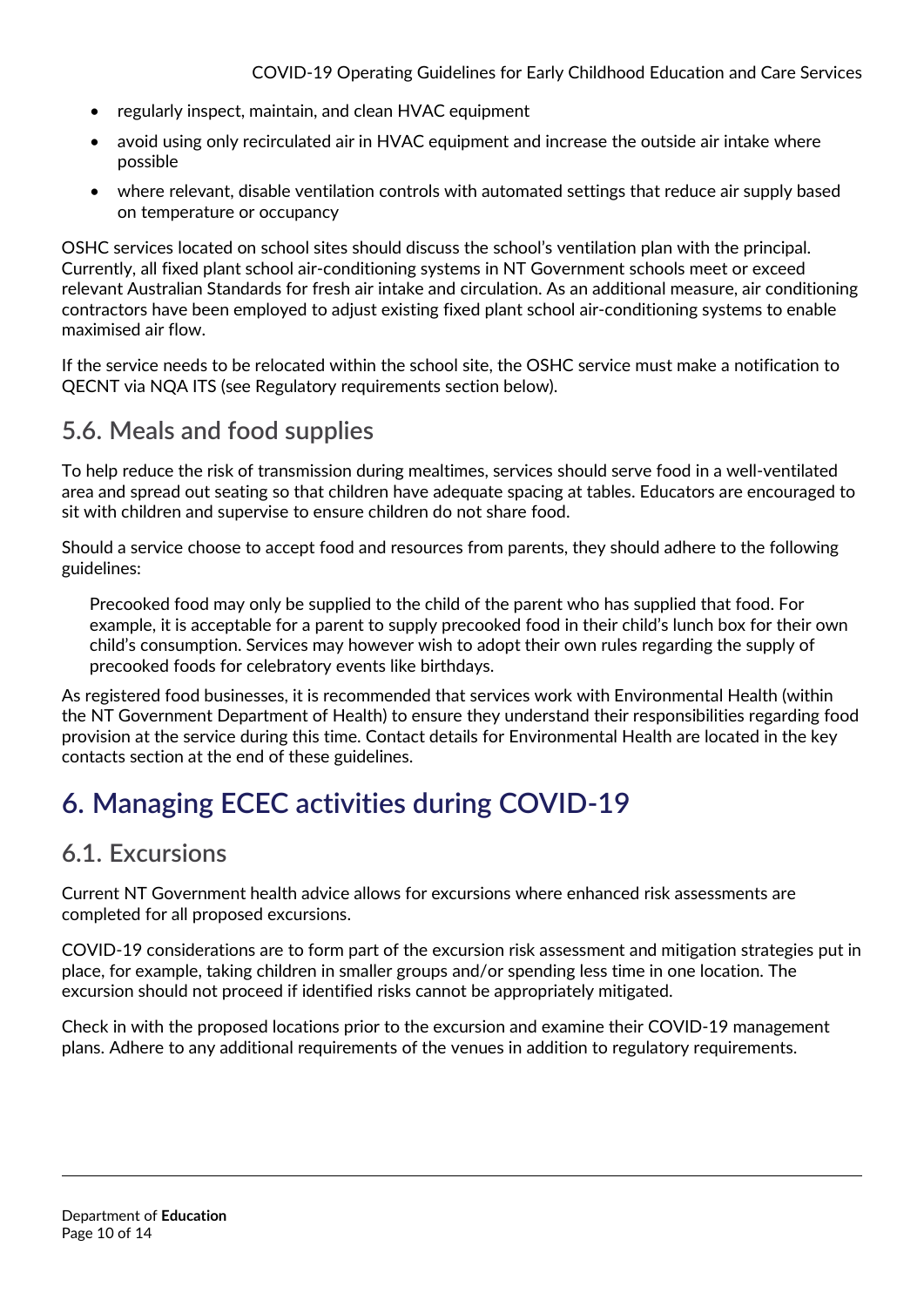- regularly inspect, maintain, and clean HVAC equipment
- avoid using only recirculated air in HVAC equipment and increase the outside air intake where possible
- where relevant, disable ventilation controls with automated settings that reduce air supply based on temperature or occupancy

OSHC services located on school sites should discuss the school's ventilation plan with the principal. Currently, all fixed plant school air-conditioning systems in NT Government schools meet or exceed relevant Australian Standards for fresh air intake and circulation. As an additional measure, air conditioning contractors have been employed to adjust existing fixed plant school air-conditioning systems to enable maximised air flow.

If the service needs to be relocated within the school site, the OSHC service must make a notification to QECNT via NQA ITS (see Regulatory requirements section below).

## 5.6. Meals and food supplies

To help reduce the risk of transmission during mealtimes, services should serve food in a well-ventilated area and spread out seating so that children have adequate spacing at tables. Educators are encouraged to sit with children and supervise to ensure children do not share food.

Should a service choose to accept food and resources from parents, they should adhere to the following guidelines:

> Precooked food may only be supplied to the child of the parent who has supplied that food. For example, it is acceptable for a parent to supply precooked food in their child's lunch box for their own child's consumption. Services may however wish to adopt their own rules regarding the supply of precooked foods for celebratory events like birthdays.

As registered food businesses, it is recommended that services work with Environmental Health (within the NT Government Department of Health) to ensure they understand their responsibilities regarding food provision at the service during this time. Contact details for Environmental Health are located in the key contacts section at the end of these guidelines.

# 6. Managing ECEC activities during COVID-19

## 6.1. Excursions

Current NT Government health advice allows for excursions where enhanced risk assessments are completed for all proposed excursions.

COVID-19 considerations are to form part of the excursion risk assessment and mitigation strategies put in place, for example, taking children in smaller groups and/or spending less time in one location. The excursion should not proceed if identified risks cannot be appropriately mitigated.

Check in with the proposed locations prior to the excursion and examine their COVID-19 management plans. Adhere to any additional requirements of the venues in addition to regulatory requirements.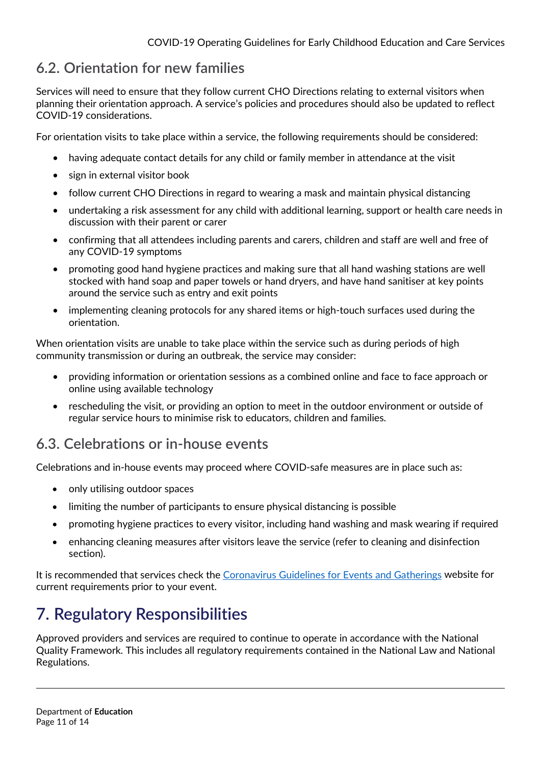## 6.2. Orientation for new families

Services will need to ensure that they follow current CHO Directions relating to external visitors when planning their orientation approach. A service's policies and procedures should also be updated to reflect COVID-19 considerations.

For orientation visits to take place within a service, the following requirements should be considered:

- having adequate contact details for any child or family member in attendance at the visit
- sign in external visitor book
- follow current CHO Directions in regard to wearing a mask and maintain physical distancing
- undertaking a risk assessment for any child with additional learning, support or health care needs in discussion with their parent or carer
- confirming that all attendees including parents and carers, children and staff are well and free of any COVID-19 symptoms
- promoting good hand hygiene practices and making sure that all hand washing stations are well stocked with hand soap and paper towels or hand dryers, and have hand sanitiser at key points around the service such as entry and exit points
- implementing cleaning protocols for any shared items or high-touch surfaces used during the orientation.

When orientation visits are unable to take place within the service such as during periods of high community transmission or during an outbreak, the service may consider:

- providing information or orientation sessions as a combined online and face to face approach or online using available technology
- rescheduling the visit, or providing an option to meet in the outdoor environment or outside of regular service hours to minimise risk to educators, children and families.

## 6.3. Celebrations or in-house events

Celebrations and in-house events may proceed where COVID-safe measures are in place such as:

- only utilising outdoor spaces
- limiting the number of participants to ensure physical distancing is possible
- promoting hygiene practices to every visitor, including hand washing and mask wearing if required
- enhancing cleaning measures after visitors leave the service (refer to cleaning and disinfection section).

It is recommended that services check the Coronavirus Guidelines for Events and Gatherings website for current requirements prior to your event.

# 7. Regulatory Responsibilities

Approved providers and services are required to continue to operate in accordance with the National Quality Framework. This includes all regulatory requirements contained in the National Law and National Regulations.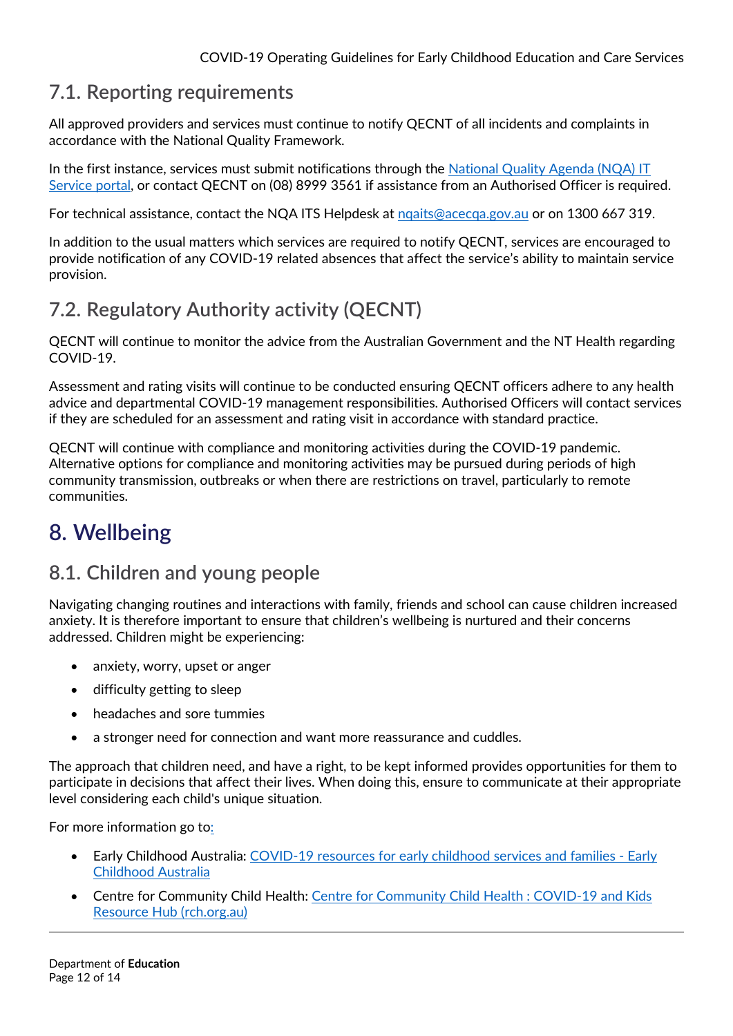## 7.1. Reporting requirements

All approved providers and services must continue to notify QECNT of all incidents and complaints in accordance with the National Quality Framework.

In the first instance, services must submit notifications through the [National Quality Agenda (NQA) IT Service portal](), or contact QECNT on (08) 8999 3561 if assistance from an Authorised Officer is required.

For technical assistance, contact the NQA ITS Helpdesk at [nqaits@acecqa.gov.au]() or on 1300 667 319.

In addition to the usual matters which services are required to notify QECNT, services are encouraged to provide notification of any COVID-19 related absences that affect the service's ability to maintain service provision.

## 7.2. Regulatory Authority activity (QECNT)

QECNT will continue to monitor the advice from the Australian Government and the NT Health regarding COVID-19.

Assessment and rating visits will continue to be conducted ensuring QECNT officers adhere to any health advice and departmental COVID-19 management responsibilities. Authorised Officers will contact services if they are scheduled for an assessment and rating visit in accordance with standard practice.

QECNT will continue with compliance and monitoring activities during the COVID-19 pandemic. Alternative options for compliance and monitoring activities may be pursued during periods of high community transmission, outbreaks or when there are restrictions on travel, particularly to remote communities.

# 8. Wellbeing

## 8.1. Children and young people

Navigating changing routines and interactions with family, friends and school can cause children increased anxiety. It is therefore important to ensure that children's wellbeing is nurtured and their concerns addressed. Children might be experiencing:

- anxiety, worry, upset or anger
- difficulty getting to sleep
- headaches and sore tummies
- a stronger need for connection and want more reassurance and cuddles.

The approach that children need, and have a right, to be kept informed provides opportunities for them to participate in decisions that affect their lives. When doing this, ensure to communicate at their appropriate level considering each child's unique situation.

For more information go to:

- Early Childhood Australia: [COVID-19 resources for early childhood services and families - Early Childhood Australia]()
- Centre for Community Child Health: [Centre for Community Child Health : COVID-19 and Kids Resource Hub (rch.org.au)]()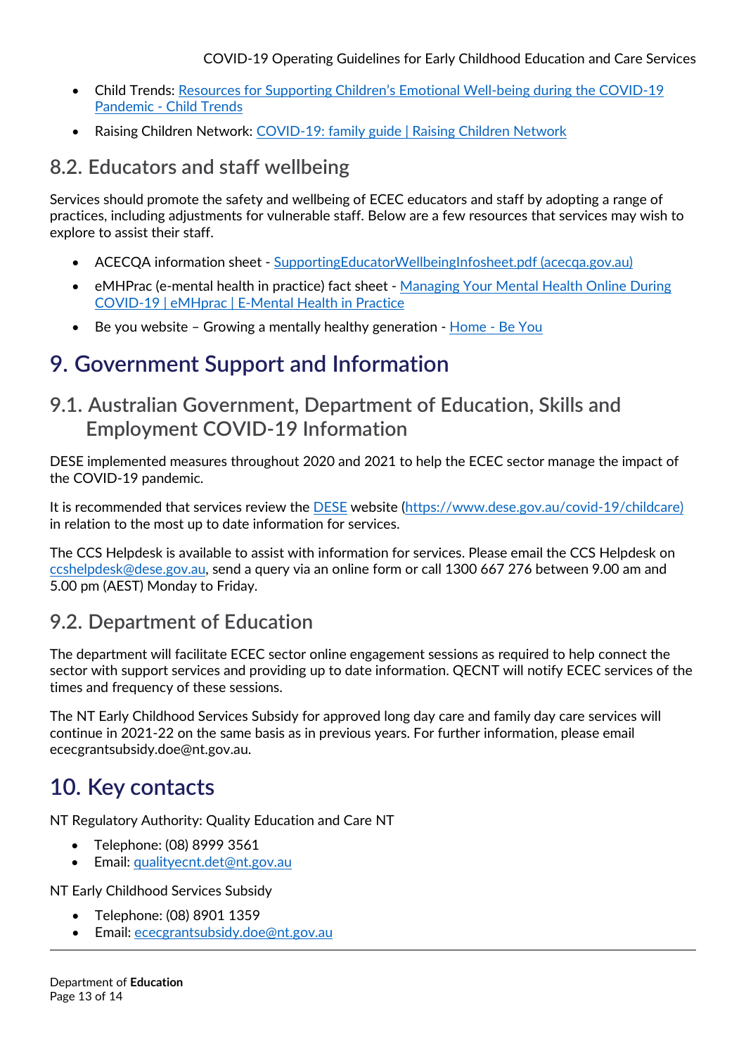- Child Trends: [Resources for Supporting Children's Emotional Well-being during the COVID-19 Pandemic - Child Trends]
- Raising Children Network: [COVID-19: family guide | Raising Children Network]

## 8.2. Educators and staff wellbeing

Services should promote the safety and wellbeing of ECEC educators and staff by adopting a range of practices, including adjustments for vulnerable staff. Below are a few resources that services may wish to explore to assist their staff.

- ACECQA information sheet - [SupportingEducatorWellbeingInfosheet.pdf (acecqa.gov.au)]
- eMHPrac (e-mental health in practice) fact sheet - [Managing Your Mental Health Online During COVID-19 | eMHprac | E-Mental Health in Practice]
- Be you website – Growing a mentally healthy generation - [Home - Be You]

# 9. Government Support and Information

## 9.1. Australian Government, Department of Education, Skills and Employment COVID-19 Information

DESE implemented measures throughout 2020 and 2021 to help the ECEC sector manage the impact of the COVID-19 pandemic.

It is recommended that services review the DESE website (https://www.dese.gov.au/covid-19/childcare) in relation to the most up to date information for services.

The CCS Helpdesk is available to assist with information for services. Please email the CCS Helpdesk on ccshelpdesk@dese.gov.au, send a query via an online form or call 1300 667 276 between 9.00 am and 5.00 pm (AEST) Monday to Friday.

## 9.2. Department of Education

The department will facilitate ECEC sector online engagement sessions as required to help connect the sector with support services and providing up to date information. QECNT will notify ECEC services of the times and frequency of these sessions.

The NT Early Childhood Services Subsidy for approved long day care and family day care services will continue in 2021-22 on the same basis as in previous years. For further information, please email ececgrantsubsidy.doe@nt.gov.au.

# 10. Key contacts

NT Regulatory Authority: Quality Education and Care NT

- Telephone: (08) 8999 3561
- Email: qualityecnt.det@nt.gov.au

NT Early Childhood Services Subsidy

- Telephone: (08) 8901 1359
- Email: ececgrantsubsidy.doe@nt.gov.au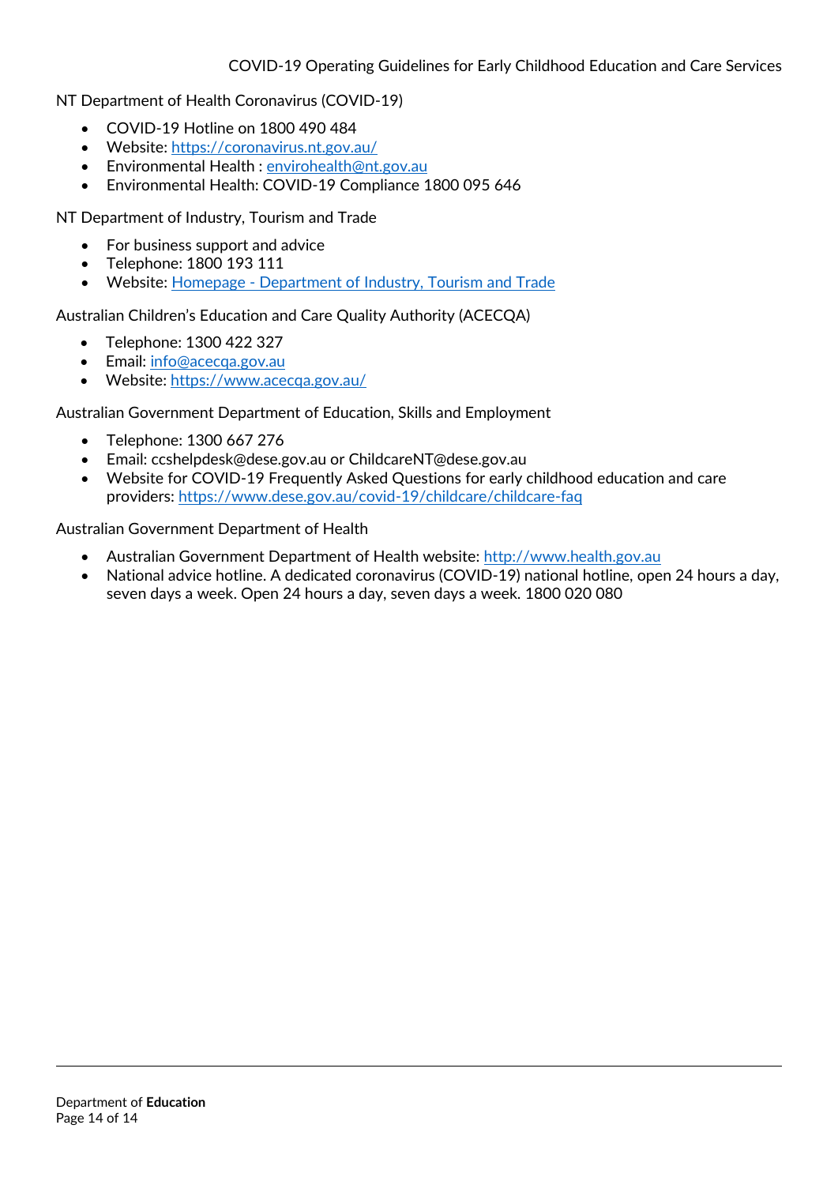NT Department of Health Coronavirus (COVID-19)

- COVID-19 Hotline on 1800 490 484
- Website: https://coronavirus.nt.gov.au/
- Environmental Health : envirohealth@nt.gov.au
- Environmental Health: COVID-19 Compliance 1800 095 646

NT Department of Industry, Tourism and Trade

- For business support and advice
- Telephone: 1800 193 111
- Website: Homepage - Department of Industry, Tourism and Trade

Australian Children's Education and Care Quality Authority (ACECQA)

- Telephone: 1300 422 327
- Email: info@acecqa.gov.au
- Website: https://www.acecqa.gov.au/

Australian Government Department of Education, Skills and Employment

- Telephone: 1300 667 276
- Email: ccshelpdesk@dese.gov.au or ChildcareNT@dese.gov.au
- Website for COVID-19 Frequently Asked Questions for early childhood education and care providers: https://www.dese.gov.au/covid-19/childcare/childcare-faq

Australian Government Department of Health

- Australian Government Department of Health website: http://www.health.gov.au
- National advice hotline. A dedicated coronavirus (COVID-19) national hotline, open 24 hours a day, seven days a week. Open 24 hours a day, seven days a week. 1800 020 080